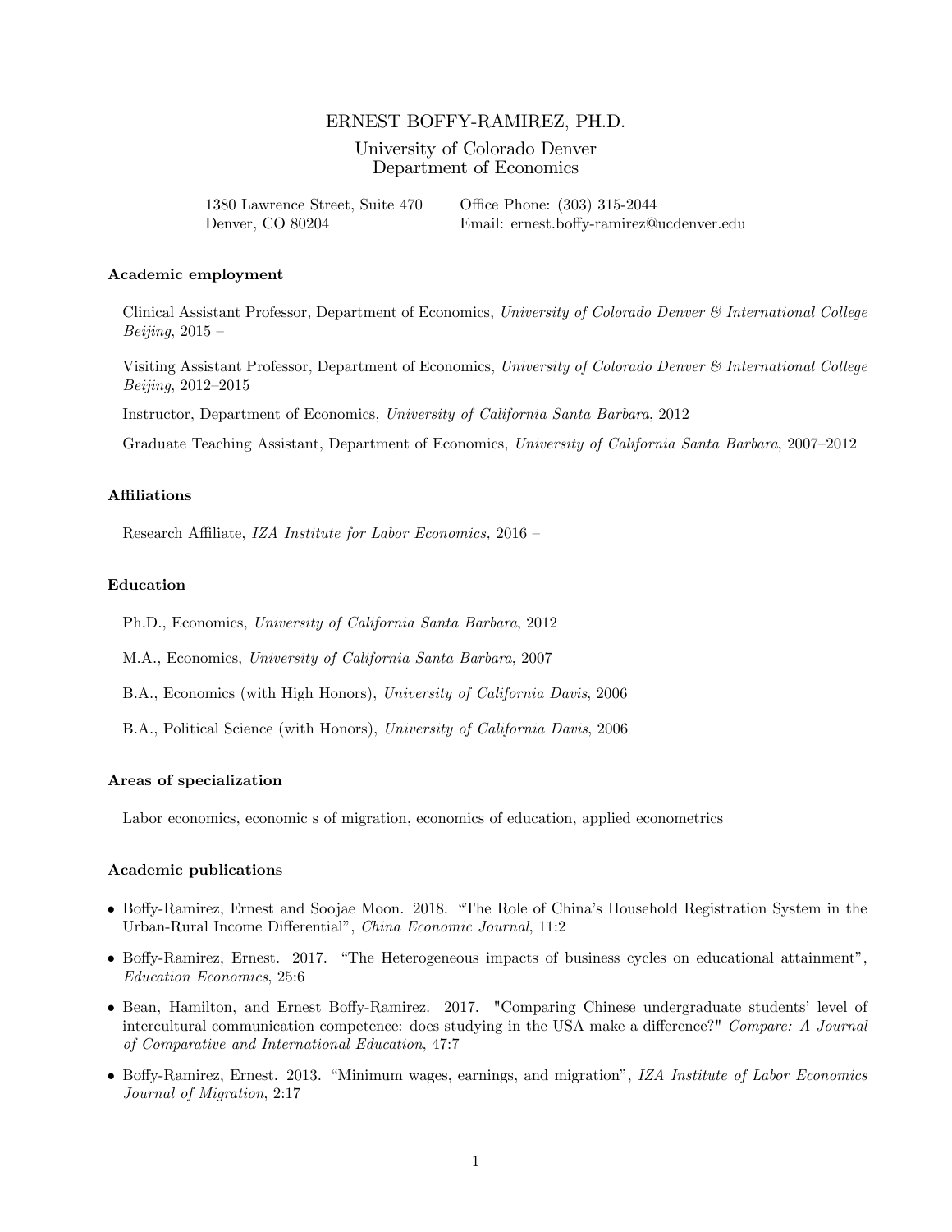# ERNEST BOFFY-RAMIREZ, PH.D.

University of Colorado Denver
Department of Economics

1380 Lawrence Street, Suite 470
Denver, CO 80204

Office Phone: (303) 315-2044
Email: ernest.boffy-ramirez@ucdenver.edu

## Academic employment

Clinical Assistant Professor, Department of Economics, *University of Colorado Denver & International College Beijing*, 2015 –

Visiting Assistant Professor, Department of Economics, *University of Colorado Denver & International College Beijing*, 2012–2015

Instructor, Department of Economics, *University of California Santa Barbara*, 2012

Graduate Teaching Assistant, Department of Economics, *University of California Santa Barbara*, 2007–2012

## Affiliations

Research Affiliate, *IZA Institute for Labor Economics,* 2016 –

## Education

Ph.D., Economics, *University of California Santa Barbara*, 2012

M.A., Economics, *University of California Santa Barbara*, 2007

B.A., Economics (with High Honors), *University of California Davis*, 2006

B.A., Political Science (with Honors), *University of California Davis*, 2006

## Areas of specialization

Labor economics, economic s of migration, economics of education, applied econometrics

## Academic publications

- Boffy-Ramirez, Ernest and Soojae Moon. 2018. "The Role of China's Household Registration System in the Urban-Rural Income Differential", *China Economic Journal*, 11:2
- Boffy-Ramirez, Ernest. 2017. "The Heterogeneous impacts of business cycles on educational attainment", *Education Economics*, 25:6
- Bean, Hamilton, and Ernest Boffy-Ramirez. 2017. "Comparing Chinese undergraduate students' level of intercultural communication competence: does studying in the USA make a difference?" *Compare: A Journal of Comparative and International Education*, 47:7
- Boffy-Ramirez, Ernest. 2013. "Minimum wages, earnings, and migration", *IZA Institute of Labor Economics Journal of Migration*, 2:17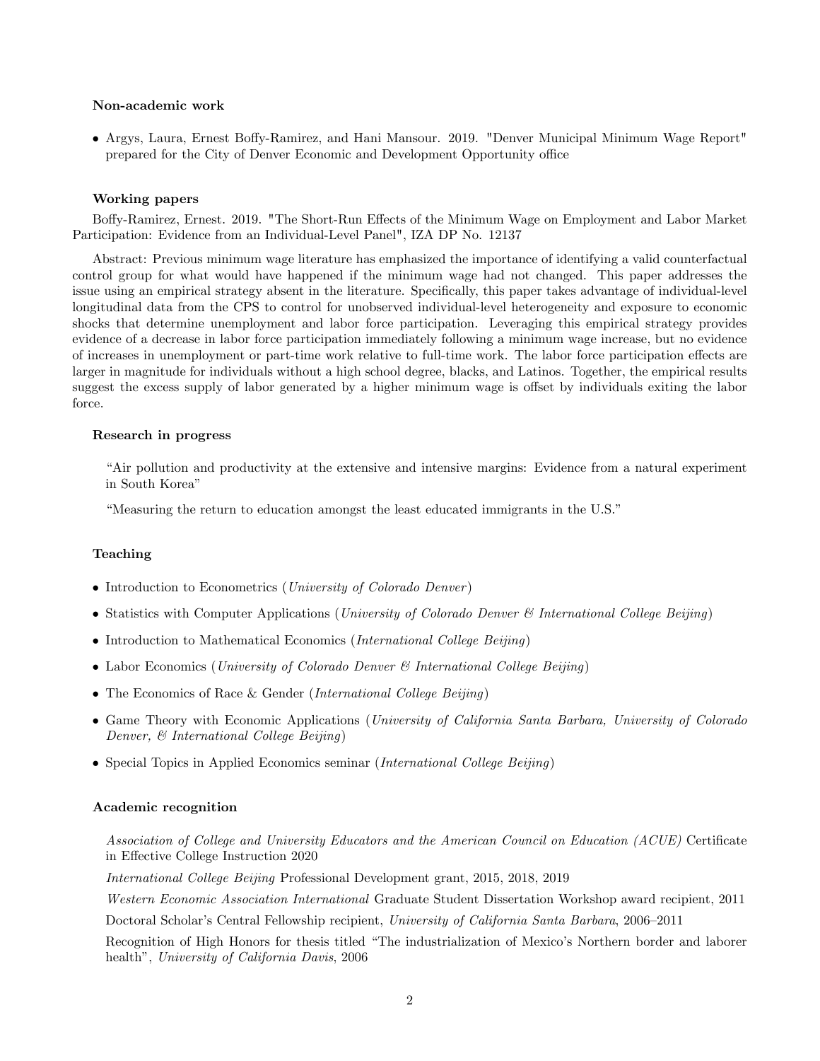### Non-academic work

- Argys, Laura, Ernest Boffy-Ramirez, and Hani Mansour. 2019. "Denver Municipal Minimum Wage Report" prepared for the City of Denver Economic and Development Opportunity office

### Working papers

Boffy-Ramirez, Ernest. 2019. "The Short-Run Effects of the Minimum Wage on Employment and Labor Market Participation: Evidence from an Individual-Level Panel", IZA DP No. 12137

Abstract: Previous minimum wage literature has emphasized the importance of identifying a valid counterfactual control group for what would have happened if the minimum wage had not changed. This paper addresses the issue using an empirical strategy absent in the literature. Specifically, this paper takes advantage of individual-level longitudinal data from the CPS to control for unobserved individual-level heterogeneity and exposure to economic shocks that determine unemployment and labor force participation. Leveraging this empirical strategy provides evidence of a decrease in labor force participation immediately following a minimum wage increase, but no evidence of increases in unemployment or part-time work relative to full-time work. The labor force participation effects are larger in magnitude for individuals without a high school degree, blacks, and Latinos. Together, the empirical results suggest the excess supply of labor generated by a higher minimum wage is offset by individuals exiting the labor force.

### Research in progress

"Air pollution and productivity at the extensive and intensive margins: Evidence from a natural experiment in South Korea"

"Measuring the return to education amongst the least educated immigrants in the U.S."

### Teaching

- Introduction to Econometrics (*University of Colorado Denver*)
- Statistics with Computer Applications (*University of Colorado Denver & International College Beijing*)
- Introduction to Mathematical Economics (*International College Beijing*)
- Labor Economics (*University of Colorado Denver & International College Beijing*)
- The Economics of Race & Gender (*International College Beijing*)
- Game Theory with Economic Applications (*University of California Santa Barbara, University of Colorado Denver, & International College Beijing*)
- Special Topics in Applied Economics seminar (*International College Beijing*)

### Academic recognition

*Association of College and University Educators and the American Council on Education (ACUE)* Certificate in Effective College Instruction 2020

*International College Beijing* Professional Development grant, 2015, 2018, 2019

*Western Economic Association International* Graduate Student Dissertation Workshop award recipient, 2011

Doctoral Scholar's Central Fellowship recipient, *University of California Santa Barbara*, 2006–2011

Recognition of High Honors for thesis titled "The industrialization of Mexico's Northern border and laborer health", *University of California Davis*, 2006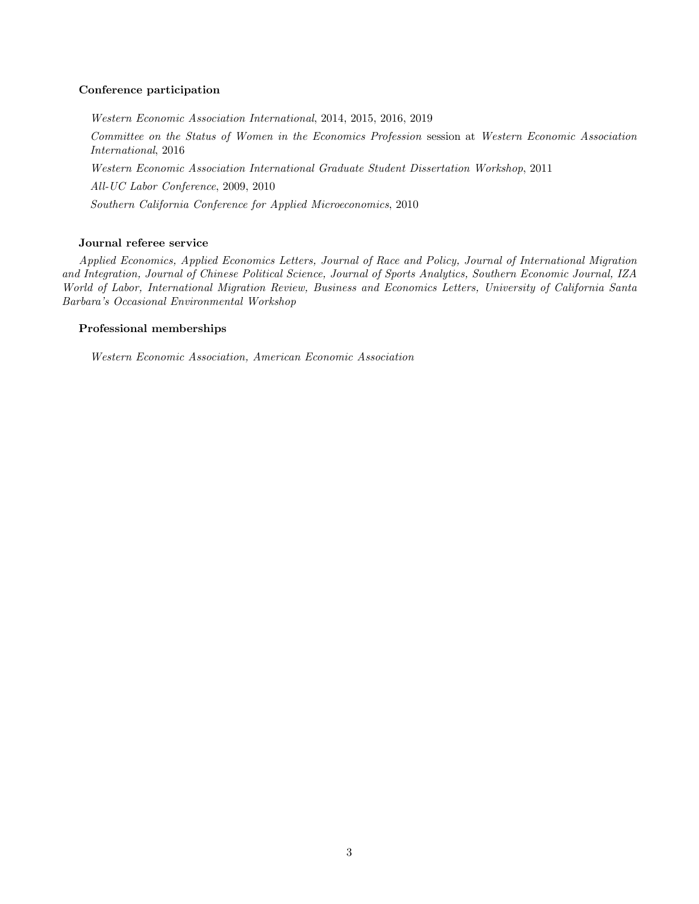### Conference participation

*Western Economic Association International*, 2014, 2015, 2016, 2019

*Committee on the Status of Women in the Economics Profession* session at *Western Economic Association International*, 2016

*Western Economic Association International Graduate Student Dissertation Workshop*, 2011

*All-UC Labor Conference*, 2009, 2010

*Southern California Conference for Applied Microeconomics*, 2010

### Journal referee service

*Applied Economics, Applied Economics Letters, Journal of Race and Policy, Journal of International Migration and Integration, Journal of Chinese Political Science, Journal of Sports Analytics, Southern Economic Journal, IZA World of Labor, International Migration Review, Business and Economics Letters, University of California Santa Barbara's Occasional Environmental Workshop*

### Professional memberships

*Western Economic Association, American Economic Association*